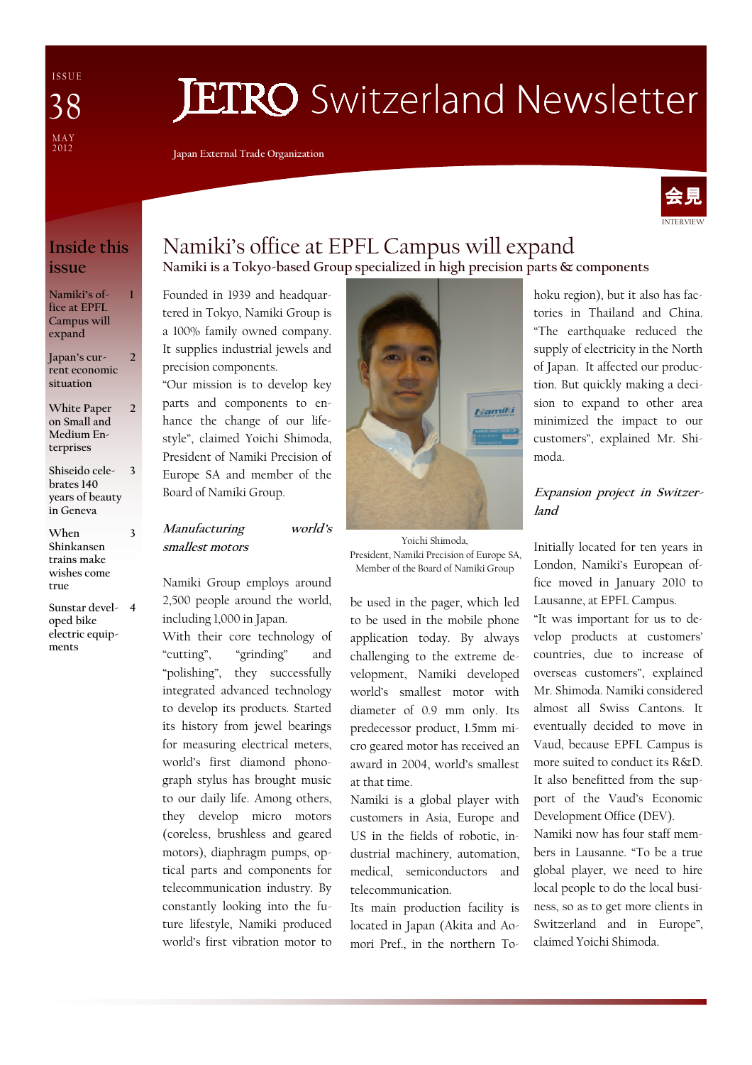ISSUE 38

MAY 2012

# JETRO Switzerland Newsletter

Japan External Trade Organization

会見

INTERVIEW

## Inside this issue

| | |
|---|---|
| Namiki's office at EPFL Campus will expand | 1 |
| Japan's current economic situation | 2 |
| White Paper on Small and Medium Enterprises | 2 |
| Shiseido celebrates 140 years of beauty in Geneva | 3 |
| When Shinkansen trains make wishes come true | 3 |
| Sunstar developed bike electric equipments | 4 |

# Namiki's office at EPFL Campus will expand

**Namiki is a Tokyo-based Group specialized in high precision parts & components**

Founded in 1939 and headquartered in Tokyo, Namiki Group is a 100% family owned company. It supplies industrial jewels and precision components.

"Our mission is to develop key parts and components to enhance the change of our lifestyle", claimed Yoichi Shimoda, President of Namiki Precision of Europe SA and member of the Board of Namiki Group.

### *Manufacturing world's smallest motors*

Namiki Group employs around 2,500 people around the world, including 1,000 in Japan.

With their core technology of "cutting", "grinding" and "polishing", they successfully integrated advanced technology to develop its products. Started its history from jewel bearings for measuring electrical meters, world's first diamond phonograph stylus has brought music to our daily life. Among others, they develop micro motors (coreless, brushless and geared motors), diaphragm pumps, optical parts and components for telecommunication industry. By constantly looking into the future lifestyle, Namiki produced world's first vibration motor to be used in the pager, which led to be used in the mobile phone application today. By always challenging to the extreme development, Namiki developed world's smallest motor with diameter of 0.9 mm only. Its predecessor product, 1.5mm micro geared motor has received an award in 2004, world's smallest at that time.

Yoichi Shimoda,
President, Namiki Precision of Europe SA,
Member of the Board of Namiki Group

Namiki is a global player with customers in Asia, Europe and US in the fields of robotic, industrial machinery, automation, medical, semiconductors and telecommunication.

Its main production facility is located in Japan (Akita and Aomori Pref., in the northern Tohoku region), but it also has factories in Thailand and China.

"The earthquake reduced the supply of electricity in the North of Japan. It affected our production. But quickly making a decision to expand to other area minimized the impact to our customers", explained Mr. Shimoda.

### *Expansion project in Switzerland*

Initially located for ten years in London, Namiki's European office moved in January 2010 to Lausanne, at EPFL Campus.

"It was important for us to develop products at customers' countries, due to increase of overseas customers", explained Mr. Shimoda. Namiki considered almost all Swiss Cantons. It eventually decided to move in Vaud, because EPFL Campus is more suited to conduct its R&D.

It also benefitted from the support of the Vaud's Economic Development Office (DEV).

Namiki now has four staff members in Lausanne. "To be a true global player, we need to hire local people to do the local business, so as to get more clients in Switzerland and in Europe", claimed Yoichi Shimoda.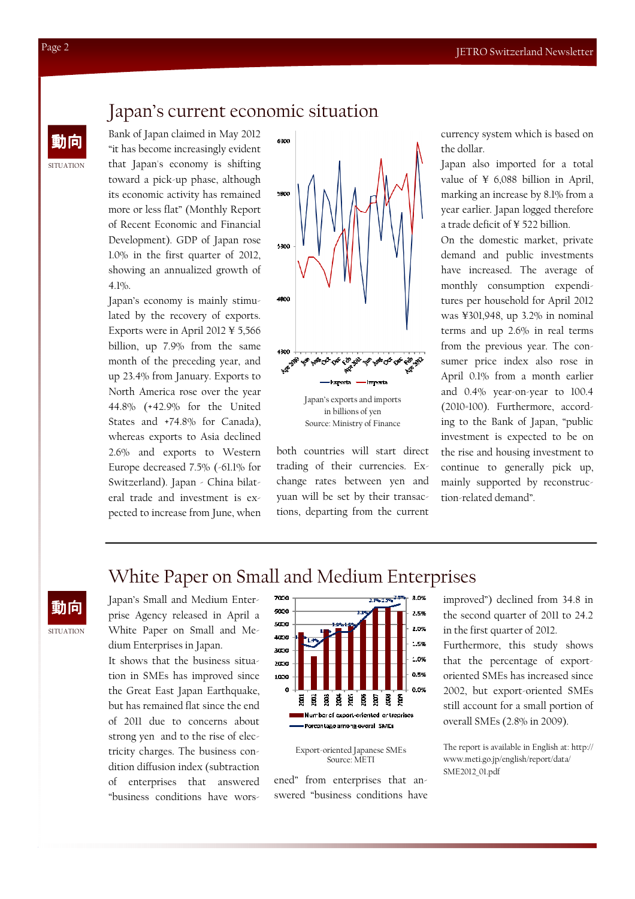# Japan's current economic situation

動向
SITUATION

Bank of Japan claimed in May 2012 "it has become increasingly evident that Japan's economy is shifting toward a pick-up phase, although its economic activity has remained more or less flat" (Monthly Report of Recent Economic and Financial Development). GDP of Japan rose 1.0% in the first quarter of 2012, showing an annualized growth of 4.1%.

Japan's economy is mainly stimulated by the recovery of exports. Exports were in April 2012 ¥ 5,566 billion, up 7.9% from the same month of the preceding year, and up 23.4% from January. Exports to North America rose over the year 44.8% (+42.9% for the United States and +74.8% for Canada), whereas exports to Asia declined 2.6% and exports to Western Europe decreased 7.5% (-61.1% for Switzerland). Japan - China bilateral trade and investment is expected to increase from June, when both countries will start direct trading of their currencies. Exchange rates between yen and yuan will be set by their transactions, departing from the current currency system which is based on the dollar.

Japan's exports and imports
in billions of yen
Source: Ministry of Finance

Japan also imported for a total value of ¥ 6,088 billion in April, marking an increase by 8.1% from a year earlier. Japan logged therefore a trade deficit of ¥ 522 billion.

On the domestic market, private demand and public investments have increased. The average of monthly consumption expenditures per household for April 2012 was ¥301,948, up 3.2% in nominal terms and up 2.6% in real terms from the previous year. The consumer price index also rose in April 0.1% from a month earlier and 0.4% year-on-year to 100.4 (2010=100). Furthermore, according to the Bank of Japan, "public investment is expected to be on the rise and housing investment to continue to generally pick up, mainly supported by reconstruction-related demand".

# White Paper on Small and Medium Enterprises

動向
SITUATION

Japan's Small and Medium Enterprise Agency released in April a White Paper on Small and Medium Enterprises in Japan.

It shows that the business situation in SMEs has improved since the Great East Japan Earthquake, but has remained flat since the end of 2011 due to concerns about strong yen and to the rise of electricity charges. The business condition diffusion index (subtraction of enterprises that answered "business conditions have worsened" from enterprises that answered "business conditions have improved") declined from 34.8 in the second quarter of 2011 to 24.2 in the first quarter of 2012.

Export-oriented Japanese SMEs
Source: METI

Furthermore, this study shows that the percentage of export-oriented SMEs has increased since 2002, but export-oriented SMEs still account for a small portion of overall SMEs (2.8% in 2009).

The report is available in English at: http://www.meti.go.jp/english/report/data/SME2012_01.pdf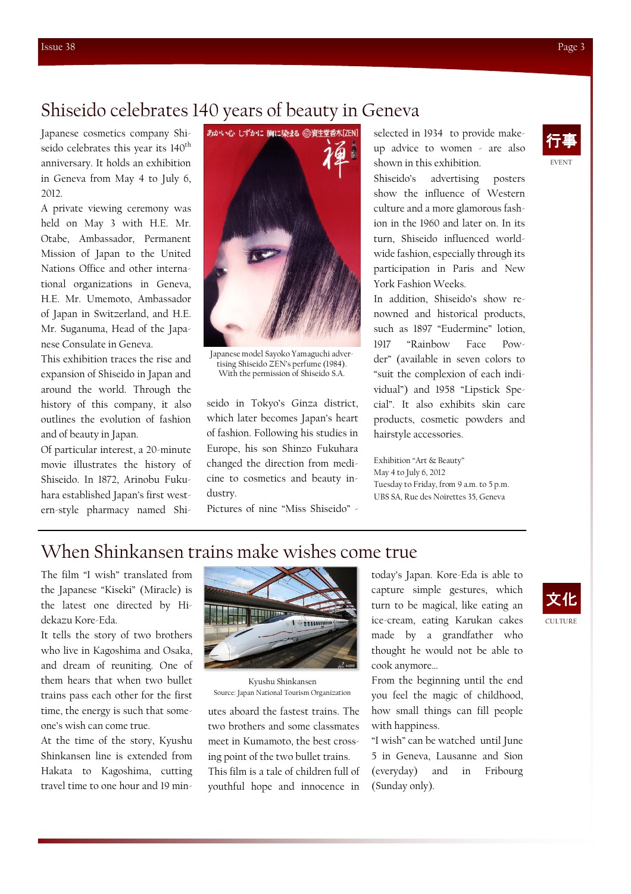# Shiseido celebrates 140 years of beauty in Geneva

Japanese cosmetics company Shiseido celebrates this year its 140th anniversary. It holds an exhibition in Geneva from May 4 to July 6, 2012.

A private viewing ceremony was held on May 3 with H.E. Mr. Otabe, Ambassador, Permanent Mission of Japan to the United Nations Office and other international organizations in Geneva, H.E. Mr. Umemoto, Ambassador of Japan in Switzerland, and H.E. Mr. Suganuma, Head of the Japanese Consulate in Geneva.

This exhibition traces the rise and expansion of Shiseido in Japan and around the world. Through the history of this company, it also outlines the evolution of fashion and of beauty in Japan.

Of particular interest, a 20-minute movie illustrates the history of Shiseido. In 1872, Arinobu Fukuhara established Japan's first western-style pharmacy named Shiseido in Tokyo's Ginza district, which later becomes Japan's heart of fashion. Following his studies in Europe, his son Shinzo Fukuhara changed the direction from medicine to cosmetics and beauty industry.

Japanese model Sayoko Yamaguchi advertising Shiseido ZEN's perfume (1984). With the permission of Shiseido S.A.

Pictures of nine "Miss Shiseido" - selected in 1934 to provide make-up advice to women - are also shown in this exhibition.

Shiseido's advertising posters show the influence of Western culture and a more glamorous fashion in the 1960 and later on. In its turn, Shiseido influenced worldwide fashion, especially through its participation in Paris and New York Fashion Weeks.

In addition, Shiseido's show renowned and historical products, such as 1897 "Eudermine" lotion, 1917 "Rainbow Face Powder" (available in seven colors to "suit the complexion of each individual") and 1958 "Lipstick Special". It also exhibits skin care products, cosmetic powders and hairstyle accessories.

Exhibition "Art & Beauty"
May 4 to July 6, 2012
Tuesday to Friday, from 9 a.m. to 5 p.m.
UBS SA, Rue des Noirettes 35, Geneva

行事
EVENT

# When Shinkansen trains make wishes come true

The film "I wish" translated from the Japanese "Kiseki" (Miracle) is the latest one directed by Hidekazu Kore-Eda.

It tells the story of two brothers who live in Kagoshima and Osaka, and dream of reuniting. One of them hears that when two bullet trains pass each other for the first time, the energy is such that someone's wish can come true.

At the time of the story, Kyushu Shinkansen line is extended from Hakata to Kagoshima, cutting travel time to one hour and 19 minutes aboard the fastest trains. The two brothers and some classmates meet in Kumamoto, the best crossing point of the two bullet trains.

Kyushu Shinkansen
Source: Japan National Tourism Organization

This film is a tale of children full of youthful hope and innocence in today's Japan. Kore-Eda is able to capture simple gestures, which turn to be magical, like eating an ice-cream, eating Karukan cakes made by a grandfather who thought he would not be able to cook anymore...

From the beginning until the end you feel the magic of childhood, how small things can fill people with happiness.

"I wish" can be watched until June 5 in Geneva, Lausanne and Sion (everyday) and in Fribourg (Sunday only).

文化
CULTURE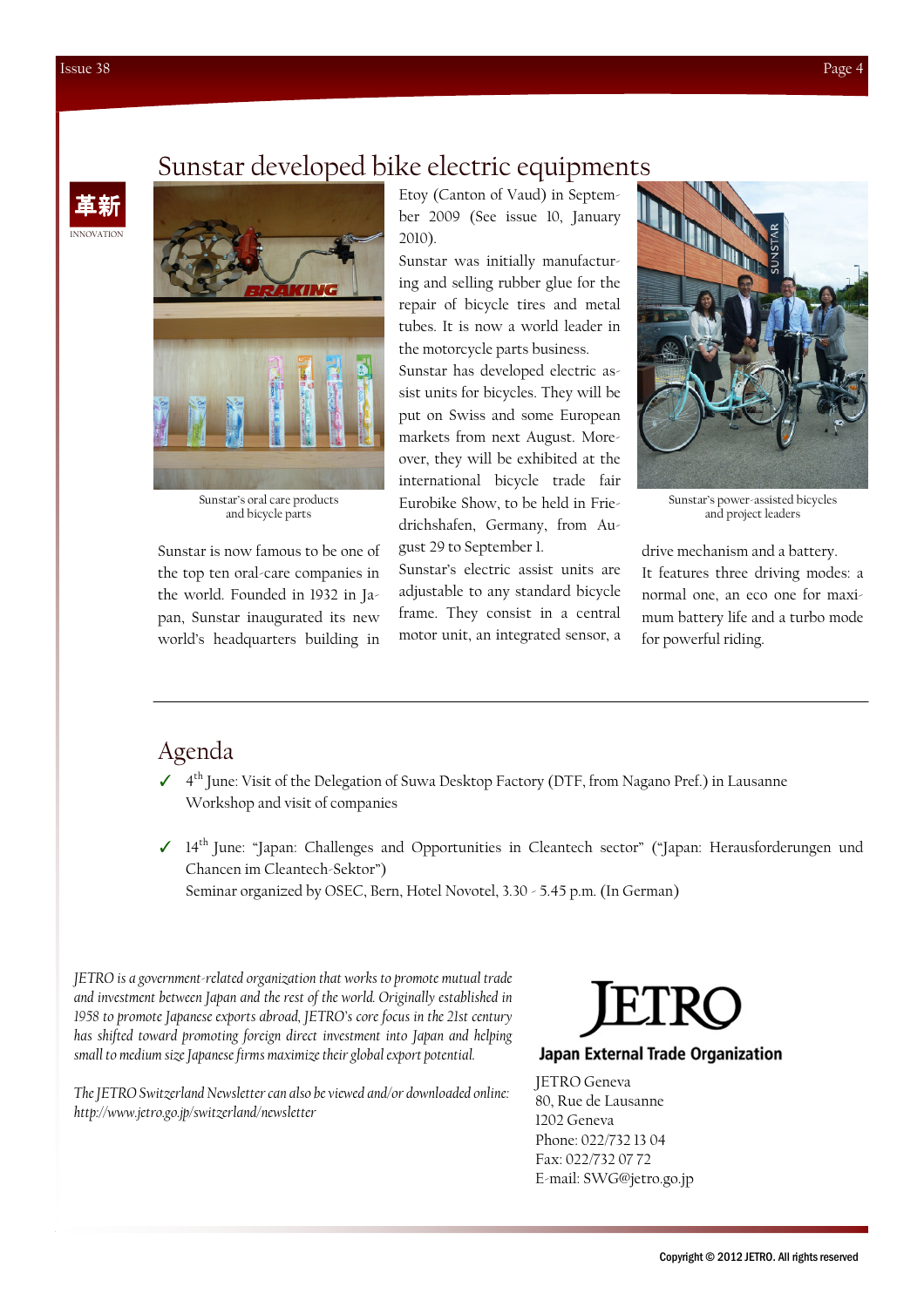革新

INNOVATION

# Sunstar developed bike electric equipments

Sunstar's oral care products and bicycle parts

Sunstar is now famous to be one of the top ten oral-care companies in the world. Founded in 1932 in Japan, Sunstar inaugurated its new world's headquarters building in Etoy (Canton of Vaud) in September 2009 (See issue 10, January 2010).

Sunstar was initially manufacturing and selling rubber glue for the repair of bicycle tires and metal tubes. It is now a world leader in the motorcycle parts business.

Sunstar has developed electric assist units for bicycles. They will be put on Swiss and some European markets from next August. Moreover, they will be exhibited at the international bicycle trade fair Eurobike Show, to be held in Friedrichshafen, Germany, from August 29 to September 1.

Sunstar's electric assist units are adjustable to any standard bicycle frame. They consist in a central motor unit, an integrated sensor, a drive mechanism and a battery.

It features three driving modes: a normal one, an eco one for maximum battery life and a turbo mode for powerful riding.

Sunstar's power-assisted bicycles and project leaders

## Agenda

- ✓ 4th June: Visit of the Delegation of Suwa Desktop Factory (DTF, from Nagano Pref.) in Lausanne
  Workshop and visit of companies

- ✓ 14th June: "Japan: Challenges and Opportunities in Cleantech sector" ("Japan: Herausforderungen und Chancen im Cleantech-Sektor")
  Seminar organized by OSEC, Bern, Hotel Novotel, 3.30 - 5.45 p.m. (In German)

*JETRO is a government-related organization that works to promote mutual trade and investment between Japan and the rest of the world. Originally established in 1958 to promote Japanese exports abroad, JETRO's core focus in the 21st century has shifted toward promoting foreign direct investment into Japan and helping small to medium size Japanese firms maximize their global export potential.*

*The JETRO Switzerland Newsletter can also be viewed and/or downloaded online: http://www.jetro.go.jp/switzerland/newsletter*

**JETRO**
**Japan External Trade Organization**

JETRO Geneva
80, Rue de Lausanne
1202 Geneva
Phone: 022/732 13 04
Fax: 022/732 07 72
E-mail: SWG@jetro.go.jp

Copyright © 2012 JETRO. All rights reserved